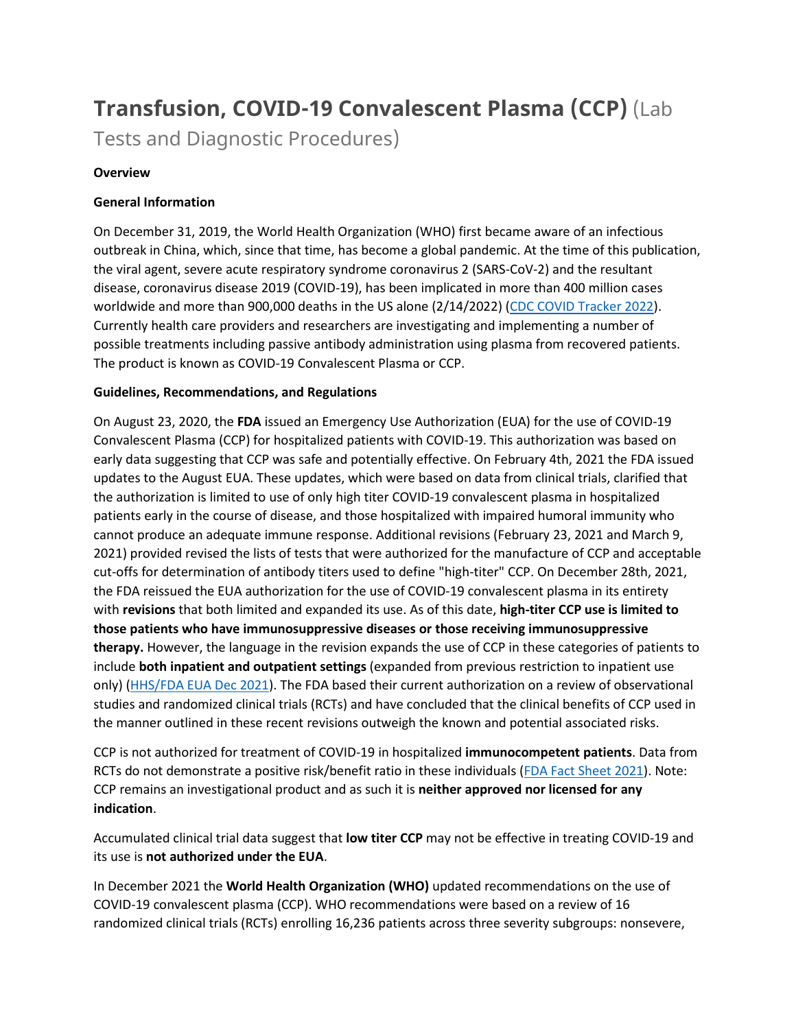# **Transfusion, COVID-19 Convalescent Plasma (CCP)** (Lab Tests and Diagnostic Procedures)

**Overview**

**General Information**

On December 31, 2019, the World Health Organization (WHO) first became aware of an infectious outbreak in China, which, since that time, has become a global pandemic. At the time of this publication, the viral agent, severe acute respiratory syndrome coronavirus 2 (SARS-CoV-2) and the resultant disease, coronavirus disease 2019 (COVID-19), has been implicated in more than 400 million cases worldwide and more than 900,000 deaths in the US alone (2/14/2022) (CDC COVID Tracker 2022). Currently health care providers and researchers are investigating and implementing a number of possible treatments including passive antibody administration using plasma from recovered patients. The product is known as COVID-19 Convalescent Plasma or CCP.

**Guidelines, Recommendations, and Regulations**

On August 23, 2020, the **FDA** issued an Emergency Use Authorization (EUA) for the use of COVID-19 Convalescent Plasma (CCP) for hospitalized patients with COVID-19. This authorization was based on early data suggesting that CCP was safe and potentially effective. On February 4th, 2021 the FDA issued updates to the August EUA. These updates, which were based on data from clinical trials, clarified that the authorization is limited to use of only high titer COVID-19 convalescent plasma in hospitalized patients early in the course of disease, and those hospitalized with impaired humoral immunity who cannot produce an adequate immune response. Additional revisions (February 23, 2021 and March 9, 2021) provided revised the lists of tests that were authorized for the manufacture of CCP and acceptable cut-offs for determination of antibody titers used to define "high-titer" CCP. On December 28th, 2021, the FDA reissued the EUA authorization for the use of COVID-19 convalescent plasma in its entirety with **revisions** that both limited and expanded its use. As of this date, **high-titer CCP use is limited to those patients who have immunosuppressive diseases or those receiving immunosuppressive therapy.** However, the language in the revision expands the use of CCP in these categories of patients to include **both inpatient and outpatient settings** (expanded from previous restriction to inpatient use only) (HHS/FDA EUA Dec 2021). The FDA based their current authorization on a review of observational studies and randomized clinical trials (RCTs) and have concluded that the clinical benefits of CCP used in the manner outlined in these recent revisions outweigh the known and potential associated risks.

CCP is not authorized for treatment of COVID-19 in hospitalized **immunocompetent patients**. Data from RCTs do not demonstrate a positive risk/benefit ratio in these individuals (FDA Fact Sheet 2021). Note: CCP remains an investigational product and as such it is **neither approved nor licensed for any indication**.

Accumulated clinical trial data suggest that **low titer CCP** may not be effective in treating COVID-19 and its use is **not authorized under the EUA**.

In December 2021 the **World Health Organization (WHO)** updated recommendations on the use of COVID-19 convalescent plasma (CCP). WHO recommendations were based on a review of 16 randomized clinical trials (RCTs) enrolling 16,236 patients across three severity subgroups: nonsevere,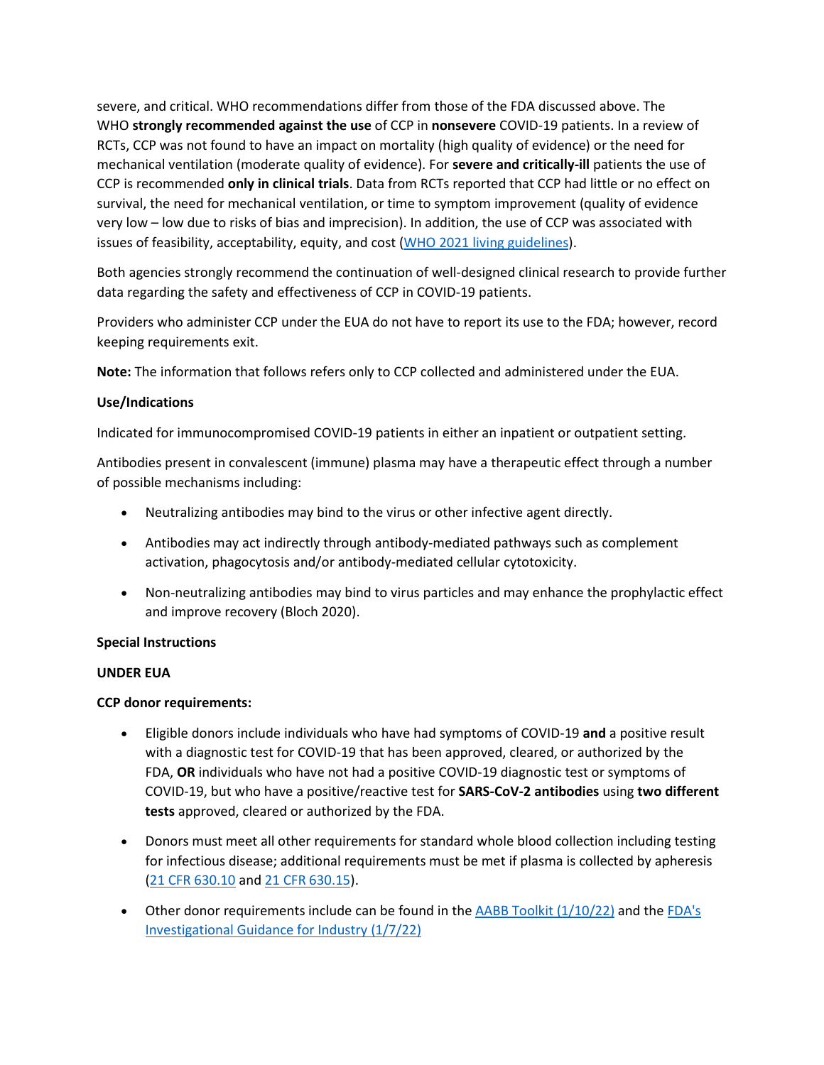severe, and critical. WHO recommendations differ from those of the FDA discussed above. The WHO **strongly recommended against the use** of CCP in **nonsevere** COVID-19 patients. In a review of RCTs, CCP was not found to have an impact on mortality (high quality of evidence) or the need for mechanical ventilation (moderate quality of evidence). For **severe and critically-ill** patients the use of CCP is recommended **only in clinical trials**. Data from RCTs reported that CCP had little or no effect on survival, the need for mechanical ventilation, or time to symptom improvement (quality of evidence very low – low due to risks of bias and imprecision). In addition, the use of CCP was associated with issues of feasibility, acceptability, equity, and cost (WHO 2021 living guidelines).

Both agencies strongly recommend the continuation of well-designed clinical research to provide further data regarding the safety and effectiveness of CCP in COVID-19 patients.

Providers who administer CCP under the EUA do not have to report its use to the FDA; however, record keeping requirements exit.

**Note:** The information that follows refers only to CCP collected and administered under the EUA.

**Use/Indications**

Indicated for immunocompromised COVID-19 patients in either an inpatient or outpatient setting.

Antibodies present in convalescent (immune) plasma may have a therapeutic effect through a number of possible mechanisms including:

- Neutralizing antibodies may bind to the virus or other infective agent directly.
- Antibodies may act indirectly through antibody-mediated pathways such as complement activation, phagocytosis and/or antibody-mediated cellular cytotoxicity.
- Non-neutralizing antibodies may bind to virus particles and may enhance the prophylactic effect and improve recovery (Bloch 2020).

**Special Instructions**

**UNDER EUA**

**CCP donor requirements:**

- Eligible donors include individuals who have had symptoms of COVID-19 **and** a positive result with a diagnostic test for COVID-19 that has been approved, cleared, or authorized by the FDA, **OR** individuals who have not had a positive COVID-19 diagnostic test or symptoms of COVID-19, but who have a positive/reactive test for **SARS-CoV-2 antibodies** using **two different tests** approved, cleared or authorized by the FDA.
- Donors must meet all other requirements for standard whole blood collection including testing for infectious disease; additional requirements must be met if plasma is collected by apheresis (21 CFR 630.10 and 21 CFR 630.15).
- Other donor requirements include can be found in the AABB Toolkit (1/10/22) and the FDA's Investigational Guidance for Industry (1/7/22)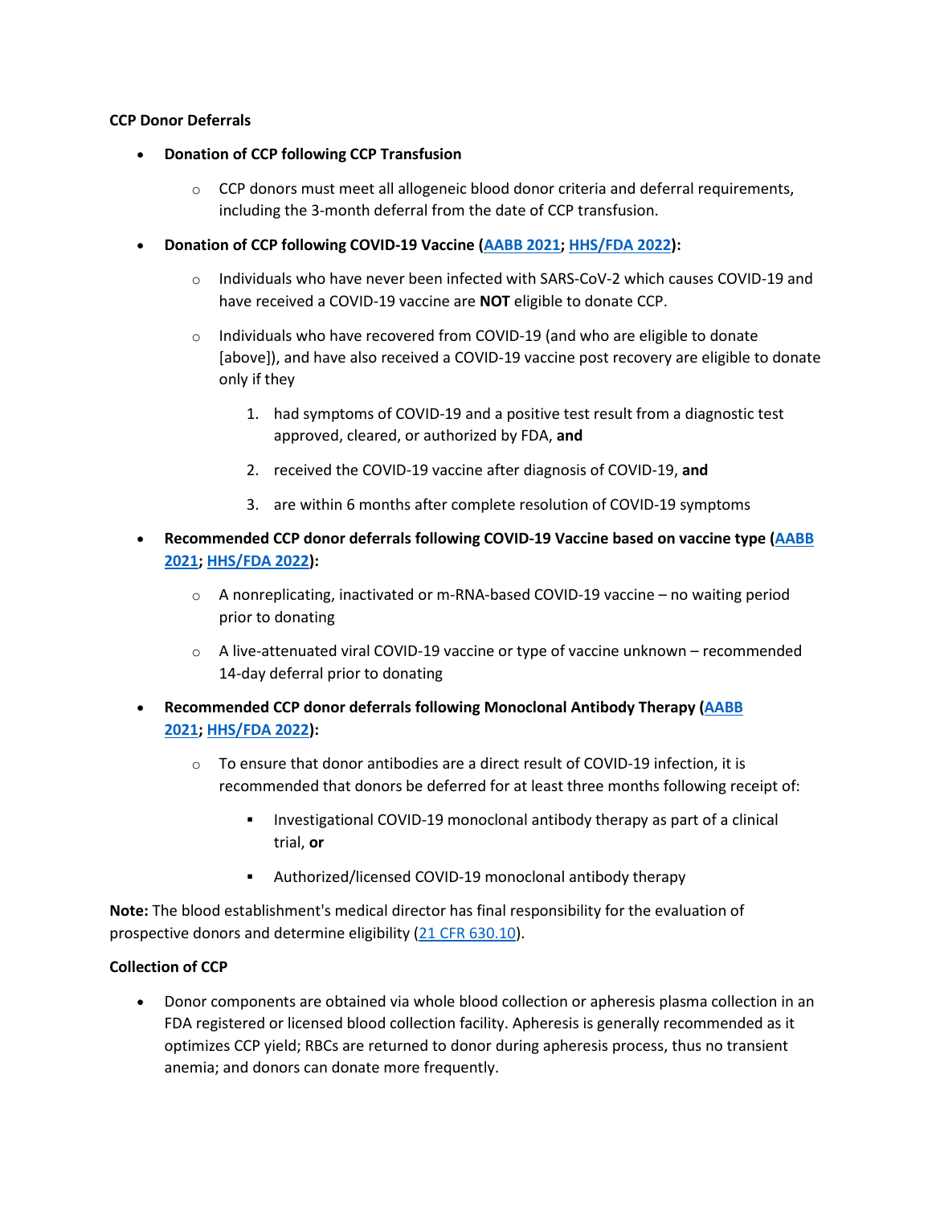**CCP Donor Deferrals**

- **Donation of CCP following CCP Transfusion**
  - CCP donors must meet all allogeneic blood donor criteria and deferral requirements, including the 3-month deferral from the date of CCP transfusion.
- **Donation of CCP following COVID-19 Vaccine (AABB 2021; HHS/FDA 2022):**
  - Individuals who have never been infected with SARS-CoV-2 which causes COVID-19 and have received a COVID-19 vaccine are **NOT** eligible to donate CCP.
  - Individuals who have recovered from COVID-19 (and who are eligible to donate [above]), and have also received a COVID-19 vaccine post recovery are eligible to donate only if they
    1. had symptoms of COVID-19 and a positive test result from a diagnostic test approved, cleared, or authorized by FDA, **and**
    2. received the COVID-19 vaccine after diagnosis of COVID-19, **and**
    3. are within 6 months after complete resolution of COVID-19 symptoms
- **Recommended CCP donor deferrals following COVID-19 Vaccine based on vaccine type (AABB 2021; HHS/FDA 2022):**
  - A nonreplicating, inactivated or m-RNA-based COVID-19 vaccine – no waiting period prior to donating
  - A live-attenuated viral COVID-19 vaccine or type of vaccine unknown – recommended 14-day deferral prior to donating
- **Recommended CCP donor deferrals following Monoclonal Antibody Therapy (AABB 2021; HHS/FDA 2022):**
  - To ensure that donor antibodies are a direct result of COVID-19 infection, it is recommended that donors be deferred for at least three months following receipt of:
    - Investigational COVID-19 monoclonal antibody therapy as part of a clinical trial, **or**
    - Authorized/licensed COVID-19 monoclonal antibody therapy

**Note:** The blood establishment's medical director has final responsibility for the evaluation of prospective donors and determine eligibility (21 CFR 630.10).

**Collection of CCP**

- Donor components are obtained via whole blood collection or apheresis plasma collection in an FDA registered or licensed blood collection facility. Apheresis is generally recommended as it optimizes CCP yield; RBCs are returned to donor during apheresis process, thus no transient anemia; and donors can donate more frequently.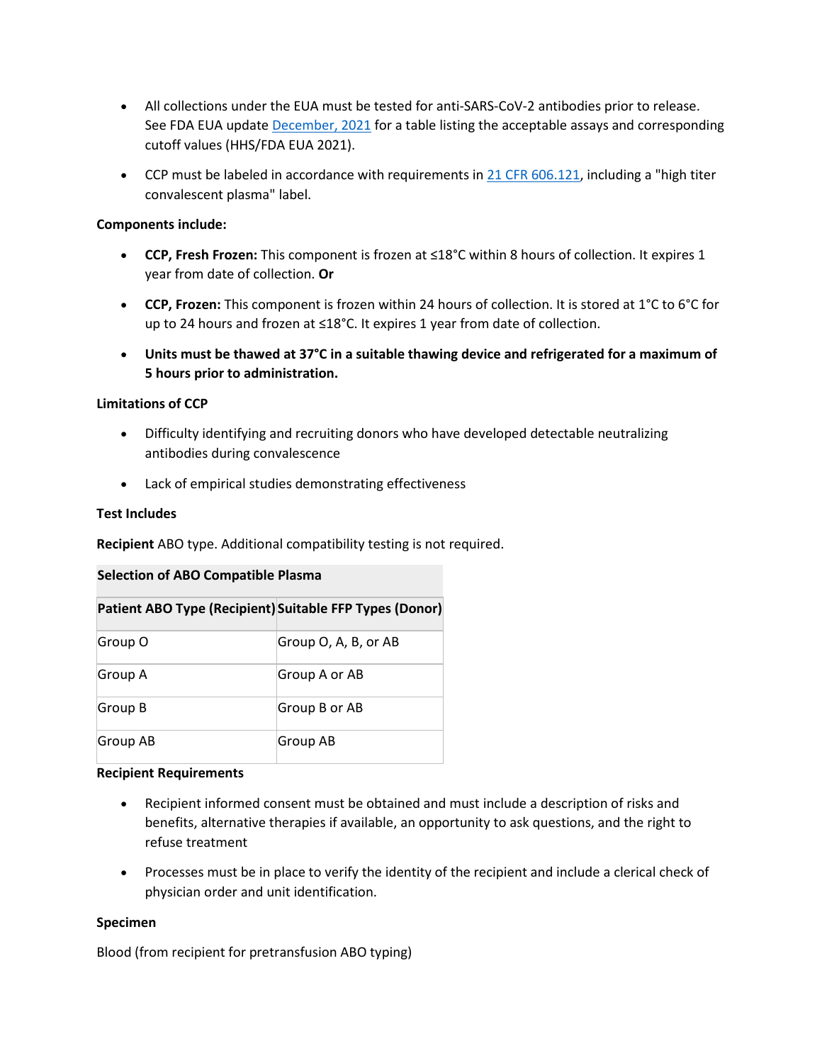- All collections under the EUA must be tested for anti-SARS-CoV-2 antibodies prior to release. See FDA EUA update [December, 2021] for a table listing the acceptable assays and corresponding cutoff values (HHS/FDA EUA 2021).
- CCP must be labeled in accordance with requirements in [21 CFR 606.121], including a "high titer convalescent plasma" label.

**Components include:**

- **CCP, Fresh Frozen:** This component is frozen at ≤18°C within 8 hours of collection. It expires 1 year from date of collection. **Or**
- **CCP, Frozen:** This component is frozen within 24 hours of collection. It is stored at 1°C to 6°C for up to 24 hours and frozen at ≤18°C. It expires 1 year from date of collection.
- **Units must be thawed at 37°C in a suitable thawing device and refrigerated for a maximum of 5 hours prior to administration.**

**Limitations of CCP**

- Difficulty identifying and recruiting donors who have developed detectable neutralizing antibodies during convalescence
- Lack of empirical studies demonstrating effectiveness

**Test Includes**

**Recipient** ABO type. Additional compatibility testing is not required.

**Selection of ABO Compatible Plasma**

| Patient ABO Type (Recipient) | Suitable FFP Types (Donor) |
|---|---|
| Group O | Group O, A, B, or AB |
| Group A | Group A or AB |
| Group B | Group B or AB |
| Group AB | Group AB |

**Recipient Requirements**

- Recipient informed consent must be obtained and must include a description of risks and benefits, alternative therapies if available, an opportunity to ask questions, and the right to refuse treatment
- Processes must be in place to verify the identity of the recipient and include a clerical check of physician order and unit identification.

**Specimen**

Blood (from recipient for pretransfusion ABO typing)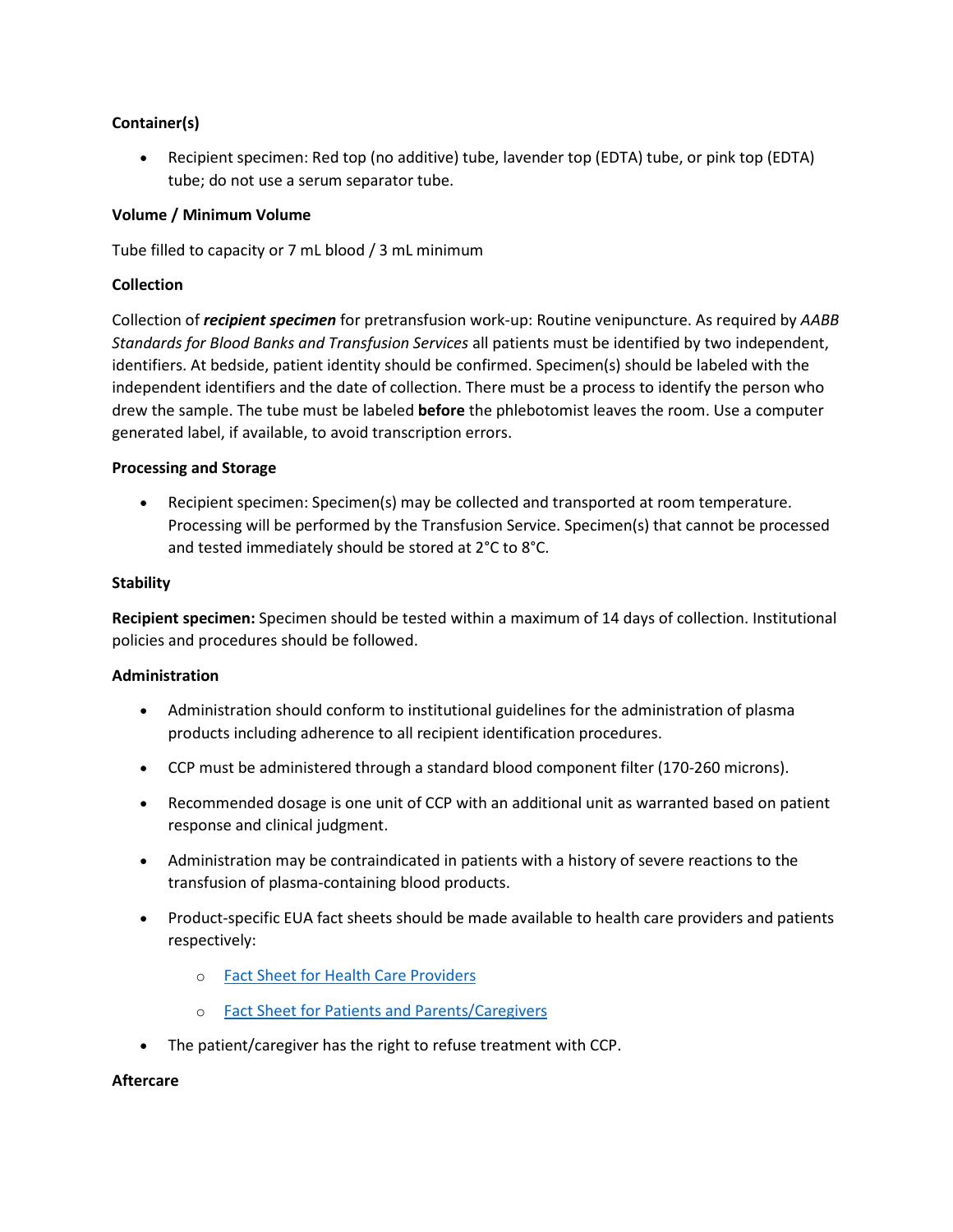**Container(s)**

- Recipient specimen: Red top (no additive) tube, lavender top (EDTA) tube, or pink top (EDTA) tube; do not use a serum separator tube.

**Volume / Minimum Volume**

Tube filled to capacity or 7 mL blood / 3 mL minimum

**Collection**

Collection of ***recipient specimen*** for pretransfusion work-up: Routine venipuncture. As required by *AABB Standards for Blood Banks and Transfusion Services* all patients must be identified by two independent, identifiers. At bedside, patient identity should be confirmed. Specimen(s) should be labeled with the independent identifiers and the date of collection. There must be a process to identify the person who drew the sample. The tube must be labeled **before** the phlebotomist leaves the room. Use a computer generated label, if available, to avoid transcription errors.

**Processing and Storage**

- Recipient specimen: Specimen(s) may be collected and transported at room temperature. Processing will be performed by the Transfusion Service. Specimen(s) that cannot be processed and tested immediately should be stored at 2°C to 8°C.

**Stability**

**Recipient specimen:** Specimen should be tested within a maximum of 14 days of collection. Institutional policies and procedures should be followed.

**Administration**

- Administration should conform to institutional guidelines for the administration of plasma products including adherence to all recipient identification procedures.
- CCP must be administered through a standard blood component filter (170-260 microns).
- Recommended dosage is one unit of CCP with an additional unit as warranted based on patient response and clinical judgment.
- Administration may be contraindicated in patients with a history of severe reactions to the transfusion of plasma-containing blood products.
- Product-specific EUA fact sheets should be made available to health care providers and patients respectively:
  - Fact Sheet for Health Care Providers
  - Fact Sheet for Patients and Parents/Caregivers
- The patient/caregiver has the right to refuse treatment with CCP.

**Aftercare**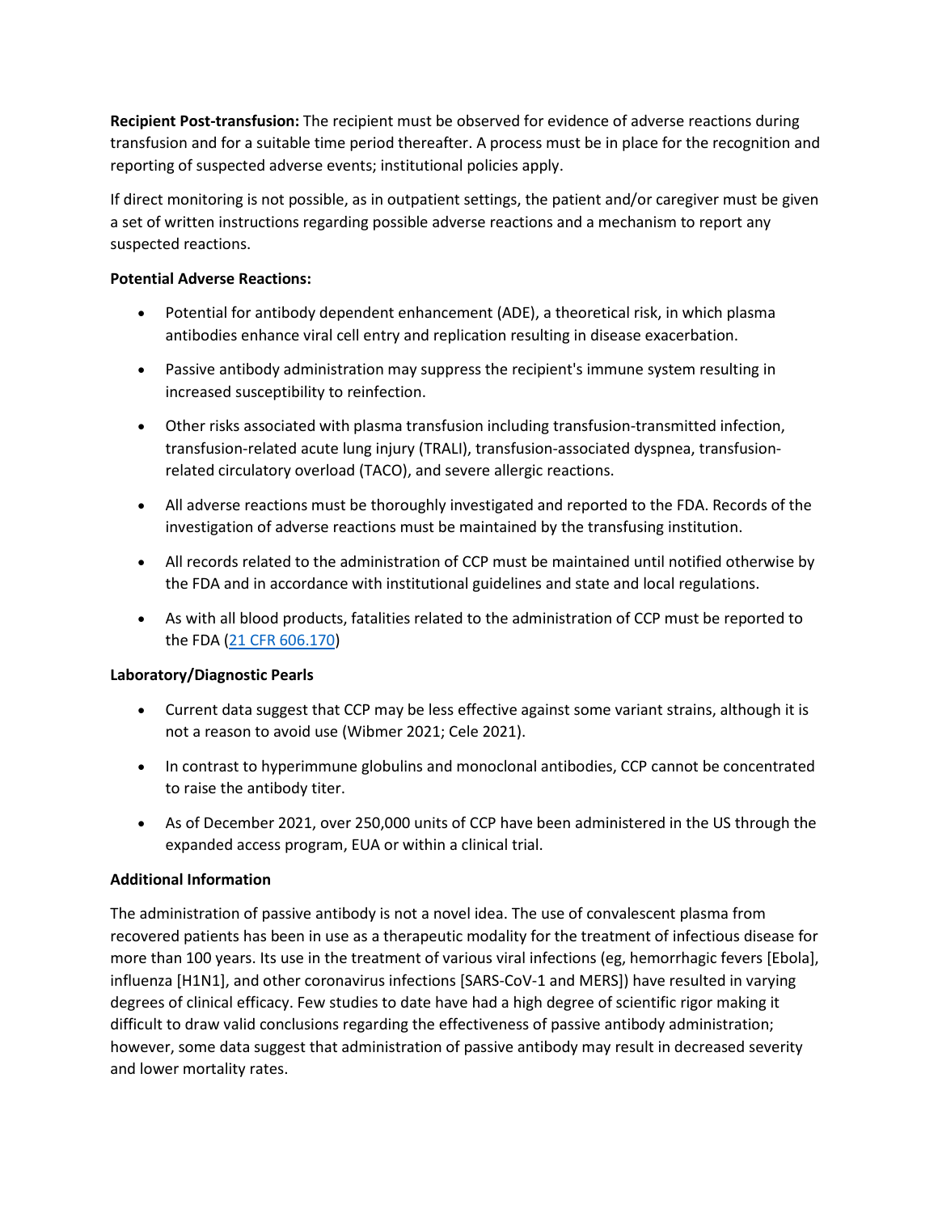**Recipient Post-transfusion:** The recipient must be observed for evidence of adverse reactions during transfusion and for a suitable time period thereafter. A process must be in place for the recognition and reporting of suspected adverse events; institutional policies apply.

If direct monitoring is not possible, as in outpatient settings, the patient and/or caregiver must be given a set of written instructions regarding possible adverse reactions and a mechanism to report any suspected reactions.

**Potential Adverse Reactions:**

- Potential for antibody dependent enhancement (ADE), a theoretical risk, in which plasma antibodies enhance viral cell entry and replication resulting in disease exacerbation.
- Passive antibody administration may suppress the recipient's immune system resulting in increased susceptibility to reinfection.
- Other risks associated with plasma transfusion including transfusion-transmitted infection, transfusion-related acute lung injury (TRALI), transfusion-associated dyspnea, transfusion-related circulatory overload (TACO), and severe allergic reactions.
- All adverse reactions must be thoroughly investigated and reported to the FDA. Records of the investigation of adverse reactions must be maintained by the transfusing institution.
- All records related to the administration of CCP must be maintained until notified otherwise by the FDA and in accordance with institutional guidelines and state and local regulations.
- As with all blood products, fatalities related to the administration of CCP must be reported to the FDA (21 CFR 606.170)

**Laboratory/Diagnostic Pearls**

- Current data suggest that CCP may be less effective against some variant strains, although it is not a reason to avoid use (Wibmer 2021; Cele 2021).
- In contrast to hyperimmune globulins and monoclonal antibodies, CCP cannot be concentrated to raise the antibody titer.
- As of December 2021, over 250,000 units of CCP have been administered in the US through the expanded access program, EUA or within a clinical trial.

**Additional Information**

The administration of passive antibody is not a novel idea. The use of convalescent plasma from recovered patients has been in use as a therapeutic modality for the treatment of infectious disease for more than 100 years. Its use in the treatment of various viral infections (eg, hemorrhagic fevers [Ebola], influenza [H1N1], and other coronavirus infections [SARS-CoV-1 and MERS]) have resulted in varying degrees of clinical efficacy. Few studies to date have had a high degree of scientific rigor making it difficult to draw valid conclusions regarding the effectiveness of passive antibody administration; however, some data suggest that administration of passive antibody may result in decreased severity and lower mortality rates.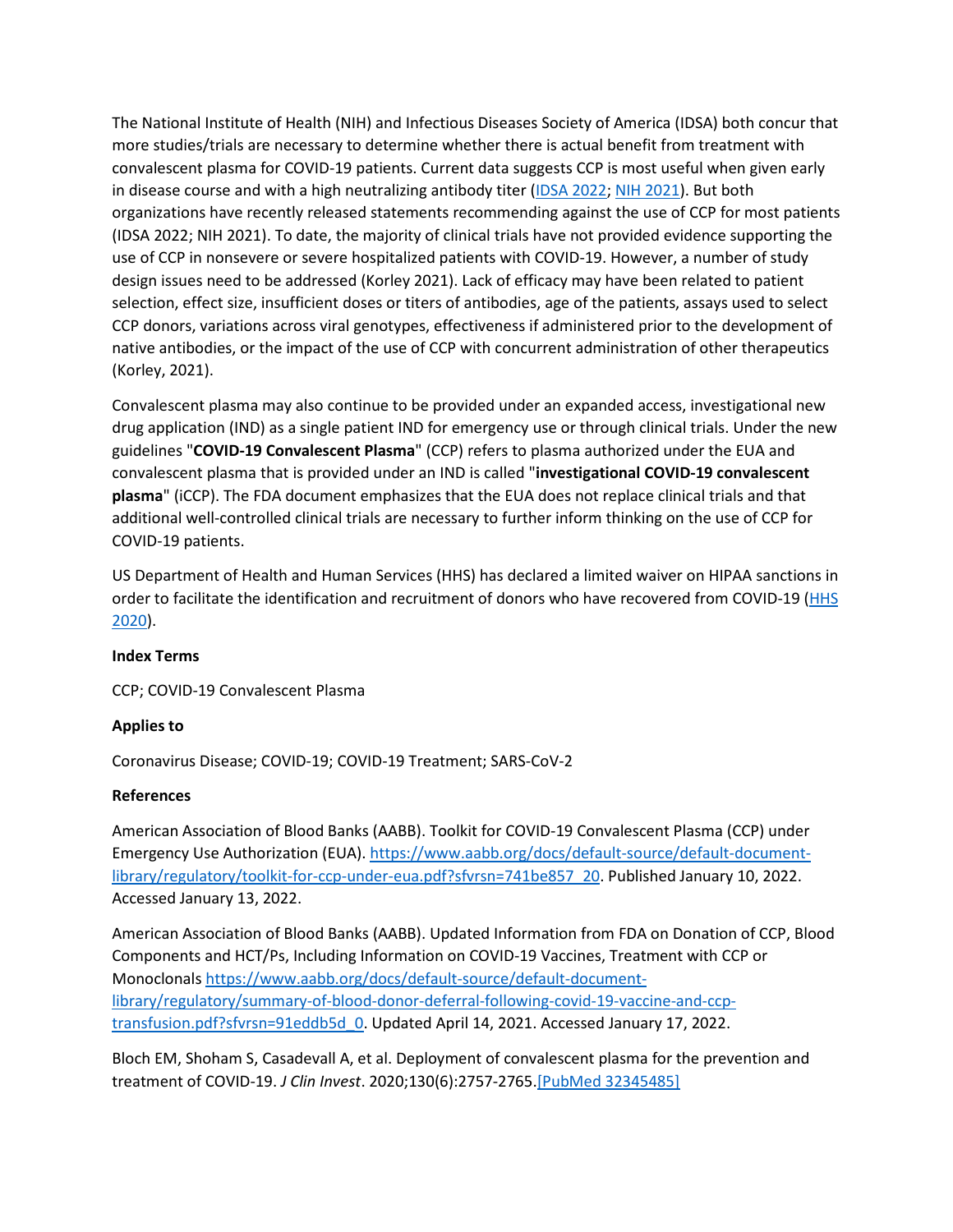The National Institute of Health (NIH) and Infectious Diseases Society of America (IDSA) both concur that more studies/trials are necessary to determine whether there is actual benefit from treatment with convalescent plasma for COVID-19 patients. Current data suggests CCP is most useful when given early in disease course and with a high neutralizing antibody titer ([IDSA 2022](); [NIH 2021]()). But both organizations have recently released statements recommending against the use of CCP for most patients (IDSA 2022; NIH 2021). To date, the majority of clinical trials have not provided evidence supporting the use of CCP in nonsevere or severe hospitalized patients with COVID-19. However, a number of study design issues need to be addressed (Korley 2021). Lack of efficacy may have been related to patient selection, effect size, insufficient doses or titers of antibodies, age of the patients, assays used to select CCP donors, variations across viral genotypes, effectiveness if administered prior to the development of native antibodies, or the impact of the use of CCP with concurrent administration of other therapeutics (Korley, 2021).

Convalescent plasma may also continue to be provided under an expanded access, investigational new drug application (IND) as a single patient IND for emergency use or through clinical trials. Under the new guidelines "**COVID-19 Convalescent Plasma**" (CCP) refers to plasma authorized under the EUA and convalescent plasma that is provided under an IND is called "**investigational COVID-19 convalescent plasma**" (iCCP). The FDA document emphasizes that the EUA does not replace clinical trials and that additional well-controlled clinical trials are necessary to further inform thinking on the use of CCP for COVID-19 patients.

US Department of Health and Human Services (HHS) has declared a limited waiver on HIPAA sanctions in order to facilitate the identification and recruitment of donors who have recovered from COVID-19 ([HHS 2020]()).

**Index Terms**

CCP; COVID-19 Convalescent Plasma

**Applies to**

Coronavirus Disease; COVID-19; COVID-19 Treatment; SARS-CoV-2

**References**

American Association of Blood Banks (AABB). Toolkit for COVID-19 Convalescent Plasma (CCP) under Emergency Use Authorization (EUA). https://www.aabb.org/docs/default-source/default-document-library/regulatory/toolkit-for-ccp-under-eua.pdf?sfvrsn=741be857_20. Published January 10, 2022. Accessed January 13, 2022.

American Association of Blood Banks (AABB). Updated Information from FDA on Donation of CCP, Blood Components and HCT/Ps, Including Information on COVID-19 Vaccines, Treatment with CCP or Monoclonals https://www.aabb.org/docs/default-source/default-document-library/regulatory/summary-of-blood-donor-deferral-following-covid-19-vaccine-and-ccp-transfusion.pdf?sfvrsn=91eddb5d_0. Updated April 14, 2021. Accessed January 17, 2022.

Bloch EM, Shoham S, Casadevall A, et al. Deployment of convalescent plasma for the prevention and treatment of COVID-19. *J Clin Invest*. 2020;130(6):2757-2765.[PubMed 32345485]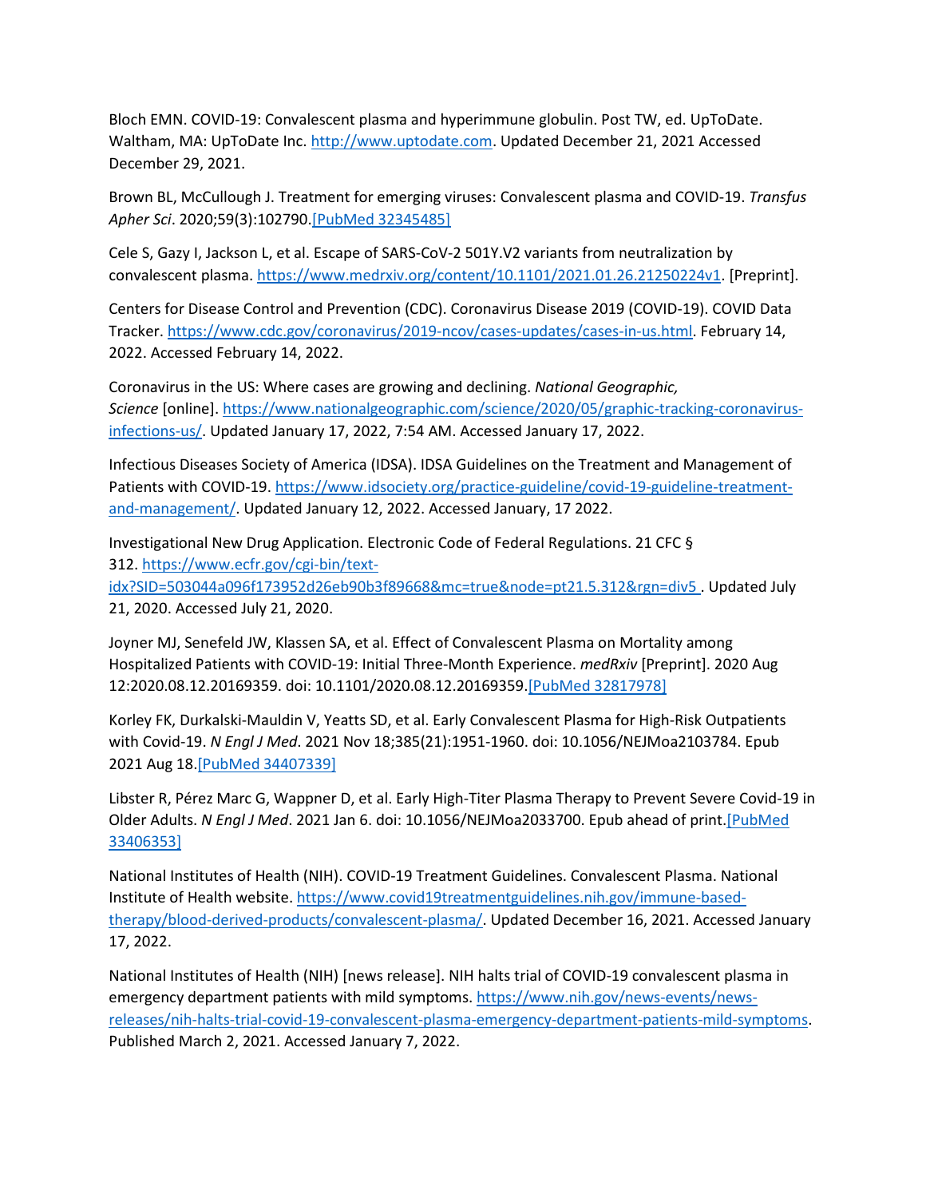Bloch EMN. COVID-19: Convalescent plasma and hyperimmune globulin. Post TW, ed. UpToDate. Waltham, MA: UpToDate Inc. http://www.uptodate.com. Updated December 21, 2021 Accessed December 29, 2021.

Brown BL, McCullough J. Treatment for emerging viruses: Convalescent plasma and COVID-19. *Transfus Apher Sci*. 2020;59(3):102790.[PubMed 32345485]

Cele S, Gazy I, Jackson L, et al. Escape of SARS-CoV-2 501Y.V2 variants from neutralization by convalescent plasma. https://www.medrxiv.org/content/10.1101/2021.01.26.21250224v1. [Preprint].

Centers for Disease Control and Prevention (CDC). Coronavirus Disease 2019 (COVID-19). COVID Data Tracker. https://www.cdc.gov/coronavirus/2019-ncov/cases-updates/cases-in-us.html. February 14, 2022. Accessed February 14, 2022.

Coronavirus in the US: Where cases are growing and declining. *National Geographic, Science* [online]. https://www.nationalgeographic.com/science/2020/05/graphic-tracking-coronavirus-infections-us/. Updated January 17, 2022, 7:54 AM. Accessed January 17, 2022.

Infectious Diseases Society of America (IDSA). IDSA Guidelines on the Treatment and Management of Patients with COVID-19. https://www.idsociety.org/practice-guideline/covid-19-guideline-treatment-and-management/. Updated January 12, 2022. Accessed January, 17 2022.

Investigational New Drug Application. Electronic Code of Federal Regulations. 21 CFC § 312. https://www.ecfr.gov/cgi-bin/text-idx?SID=503044a096f173952d26eb90b3f89668&mc=true&node=pt21.5.312&rgn=div5 . Updated July 21, 2020. Accessed July 21, 2020.

Joyner MJ, Senefeld JW, Klassen SA, et al. Effect of Convalescent Plasma on Mortality among Hospitalized Patients with COVID-19: Initial Three-Month Experience. *medRxiv* [Preprint]. 2020 Aug 12:2020.08.12.20169359. doi: 10.1101/2020.08.12.20169359.[PubMed 32817978]

Korley FK, Durkalski-Mauldin V, Yeatts SD, et al. Early Convalescent Plasma for High-Risk Outpatients with Covid-19. *N Engl J Med*. 2021 Nov 18;385(21):1951-1960. doi: 10.1056/NEJMoa2103784. Epub 2021 Aug 18.[PubMed 34407339]

Libster R, Pérez Marc G, Wappner D, et al. Early High-Titer Plasma Therapy to Prevent Severe Covid-19 in Older Adults. *N Engl J Med*. 2021 Jan 6. doi: 10.1056/NEJMoa2033700. Epub ahead of print.[PubMed 33406353]

National Institutes of Health (NIH). COVID-19 Treatment Guidelines. Convalescent Plasma. National Institute of Health website. https://www.covid19treatmentguidelines.nih.gov/immune-based-therapy/blood-derived-products/convalescent-plasma/. Updated December 16, 2021. Accessed January 17, 2022.

National Institutes of Health (NIH) [news release]. NIH halts trial of COVID-19 convalescent plasma in emergency department patients with mild symptoms. https://www.nih.gov/news-events/news-releases/nih-halts-trial-covid-19-convalescent-plasma-emergency-department-patients-mild-symptoms. Published March 2, 2021. Accessed January 7, 2022.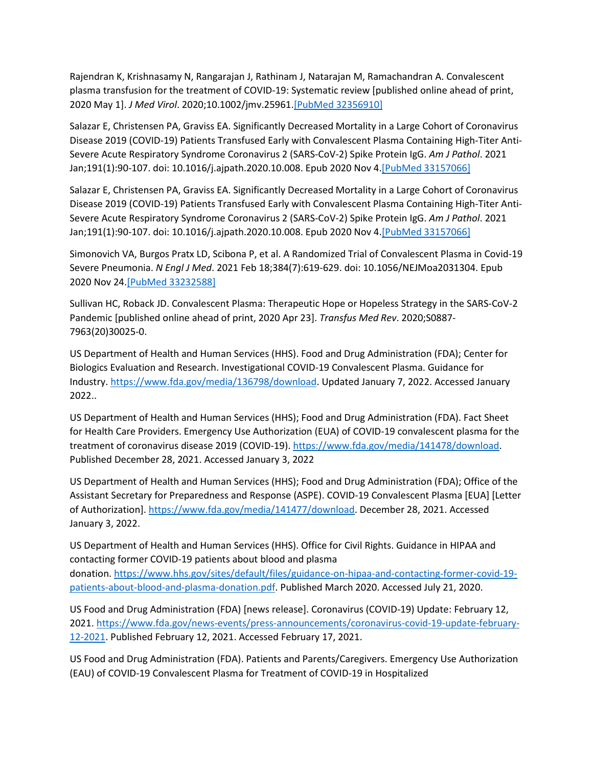Rajendran K, Krishnasamy N, Rangarajan J, Rathinam J, Natarajan M, Ramachandran A. Convalescent plasma transfusion for the treatment of COVID-19: Systematic review [published online ahead of print, 2020 May 1]. *J Med Virol*. 2020;10.1002/jmv.25961.[PubMed 32356910]

Salazar E, Christensen PA, Graviss EA. Significantly Decreased Mortality in a Large Cohort of Coronavirus Disease 2019 (COVID-19) Patients Transfused Early with Convalescent Plasma Containing High-Titer Anti-Severe Acute Respiratory Syndrome Coronavirus 2 (SARS-CoV-2) Spike Protein IgG. *Am J Pathol*. 2021 Jan;191(1):90-107. doi: 10.1016/j.ajpath.2020.10.008. Epub 2020 Nov 4.[PubMed 33157066]

Salazar E, Christensen PA, Graviss EA. Significantly Decreased Mortality in a Large Cohort of Coronavirus Disease 2019 (COVID-19) Patients Transfused Early with Convalescent Plasma Containing High-Titer Anti-Severe Acute Respiratory Syndrome Coronavirus 2 (SARS-CoV-2) Spike Protein IgG. *Am J Pathol*. 2021 Jan;191(1):90-107. doi: 10.1016/j.ajpath.2020.10.008. Epub 2020 Nov 4.[PubMed 33157066]

Simonovich VA, Burgos Pratx LD, Scibona P, et al. A Randomized Trial of Convalescent Plasma in Covid-19 Severe Pneumonia. *N Engl J Med*. 2021 Feb 18;384(7):619-629. doi: 10.1056/NEJMoa2031304. Epub 2020 Nov 24.[PubMed 33232588]

Sullivan HC, Roback JD. Convalescent Plasma: Therapeutic Hope or Hopeless Strategy in the SARS-CoV-2 Pandemic [published online ahead of print, 2020 Apr 23]. *Transfus Med Rev*. 2020;S0887-7963(20)30025-0.

US Department of Health and Human Services (HHS). Food and Drug Administration (FDA); Center for Biologics Evaluation and Research. Investigational COVID-19 Convalescent Plasma. Guidance for Industry. https://www.fda.gov/media/136798/download. Updated January 7, 2022. Accessed January 2022..

US Department of Health and Human Services (HHS); Food and Drug Administration (FDA). Fact Sheet for Health Care Providers. Emergency Use Authorization (EUA) of COVID-19 convalescent plasma for the treatment of coronavirus disease 2019 (COVID-19). https://www.fda.gov/media/141478/download. Published December 28, 2021. Accessed January 3, 2022

US Department of Health and Human Services (HHS); Food and Drug Administration (FDA); Office of the Assistant Secretary for Preparedness and Response (ASPE). COVID-19 Convalescent Plasma [EUA] [Letter of Authorization]. https://www.fda.gov/media/141477/download. December 28, 2021. Accessed January 3, 2022.

US Department of Health and Human Services (HHS). Office for Civil Rights. Guidance in HIPAA and contacting former COVID-19 patients about blood and plasma donation. https://www.hhs.gov/sites/default/files/guidance-on-hipaa-and-contacting-former-covid-19-patients-about-blood-and-plasma-donation.pdf. Published March 2020. Accessed July 21, 2020.

US Food and Drug Administration (FDA) [news release]. Coronavirus (COVID-19) Update: February 12, 2021. https://www.fda.gov/news-events/press-announcements/coronavirus-covid-19-update-february-12-2021. Published February 12, 2021. Accessed February 17, 2021.

US Food and Drug Administration (FDA). Patients and Parents/Caregivers. Emergency Use Authorization (EAU) of COVID-19 Convalescent Plasma for Treatment of COVID-19 in Hospitalized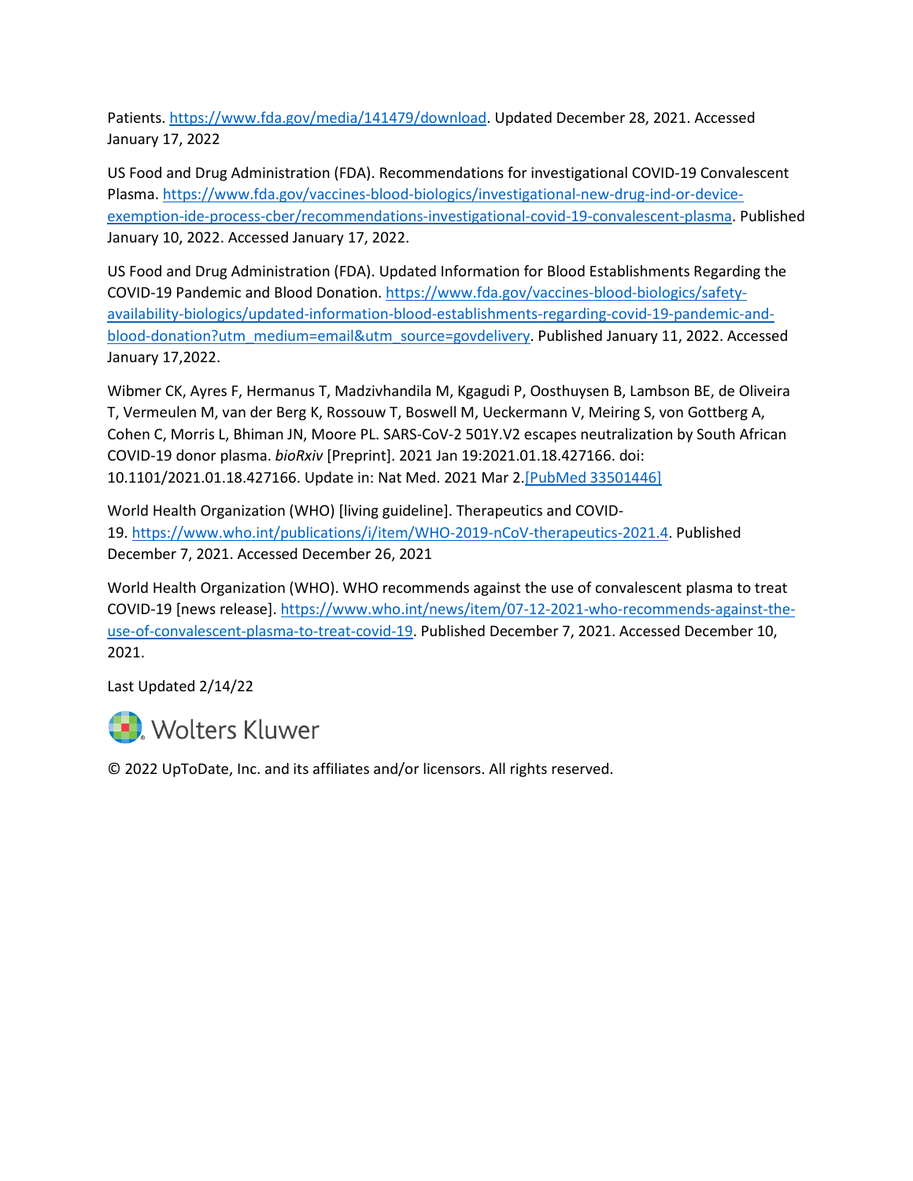Patients. https://www.fda.gov/media/141479/download. Updated December 28, 2021. Accessed January 17, 2022

US Food and Drug Administration (FDA). Recommendations for investigational COVID-19 Convalescent Plasma. https://www.fda.gov/vaccines-blood-biologics/investigational-new-drug-ind-or-device-exemption-ide-process-cber/recommendations-investigational-covid-19-convalescent-plasma. Published January 10, 2022. Accessed January 17, 2022.

US Food and Drug Administration (FDA). Updated Information for Blood Establishments Regarding the COVID-19 Pandemic and Blood Donation. https://www.fda.gov/vaccines-blood-biologics/safety-availability-biologics/updated-information-blood-establishments-regarding-covid-19-pandemic-and-blood-donation?utm_medium=email&utm_source=govdelivery. Published January 11, 2022. Accessed January 17,2022.

Wibmer CK, Ayres F, Hermanus T, Madzivhandila M, Kgagudi P, Oosthuysen B, Lambson BE, de Oliveira T, Vermeulen M, van der Berg K, Rossouw T, Boswell M, Ueckermann V, Meiring S, von Gottberg A, Cohen C, Morris L, Bhiman JN, Moore PL. SARS-CoV-2 501Y.V2 escapes neutralization by South African COVID-19 donor plasma. *bioRxiv* [Preprint]. 2021 Jan 19:2021.01.18.427166. doi: 10.1101/2021.01.18.427166. Update in: Nat Med. 2021 Mar 2.[PubMed 33501446]

World Health Organization (WHO) [living guideline]. Therapeutics and COVID-19. https://www.who.int/publications/i/item/WHO-2019-nCoV-therapeutics-2021.4. Published December 7, 2021. Accessed December 26, 2021

World Health Organization (WHO). WHO recommends against the use of convalescent plasma to treat COVID-19 [news release]. https://www.who.int/news/item/07-12-2021-who-recommends-against-the-use-of-convalescent-plasma-to-treat-covid-19. Published December 7, 2021. Accessed December 10, 2021.

Last Updated 2/14/22

Wolters Kluwer

© 2022 UpToDate, Inc. and its affiliates and/or licensors. All rights reserved.